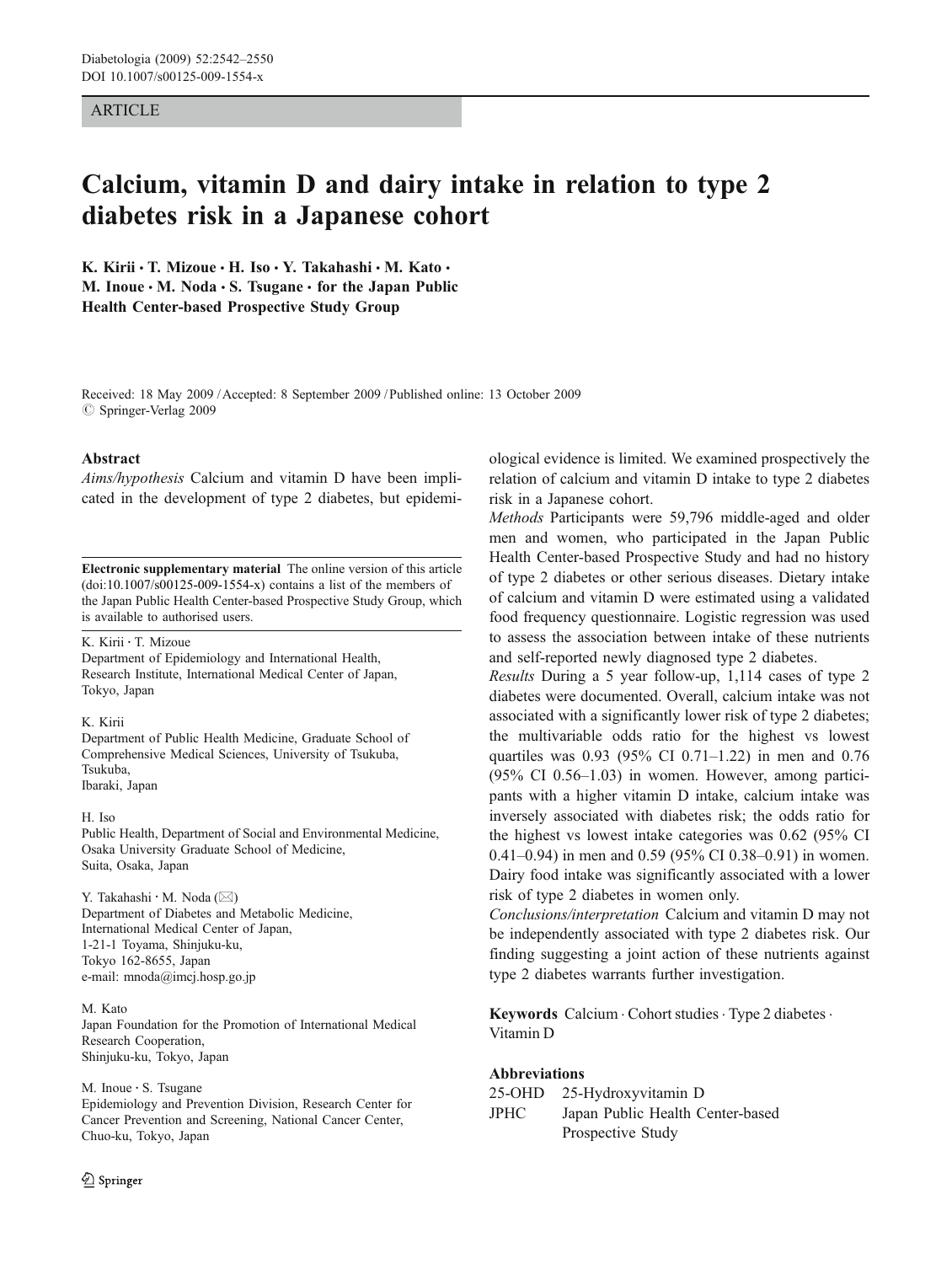ARTICLE

# Calcium, vitamin D and dairy intake in relation to type 2 diabetes risk in a Japanese cohort

**K. Kirii · T. Mizoue · H. Iso · Y. Takahashi · M. Kato · M. Inoue · M. Noda · S. Tsugane · for the Japan Public Health Center-based Prospective Study Group**

Received: 18 May 2009 / Accepted: 8 September 2009 / Published online: 13 October 2009
© Springer-Verlag 2009

## Abstract

*Aims/hypothesis* Calcium and vitamin D have been implicated in the development of type 2 diabetes, but epidemiological evidence is limited. We examined prospectively the relation of calcium and vitamin D intake to type 2 diabetes risk in a Japanese cohort.

*Methods* Participants were 59,796 middle-aged and older men and women, who participated in the Japan Public Health Center-based Prospective Study and had no history of type 2 diabetes or other serious diseases. Dietary intake of calcium and vitamin D were estimated using a validated food frequency questionnaire. Logistic regression was used to assess the association between intake of these nutrients and self-reported newly diagnosed type 2 diabetes.

*Results* During a 5 year follow-up, 1,114 cases of type 2 diabetes were documented. Overall, calcium intake was not associated with a significantly lower risk of type 2 diabetes; the multivariable odds ratio for the highest vs lowest quartiles was 0.93 (95% CI 0.71–1.22) in men and 0.76 (95% CI 0.56–1.03) in women. However, among participants with a higher vitamin D intake, calcium intake was inversely associated with diabetes risk; the odds ratio for the highest vs lowest intake categories was 0.62 (95% CI 0.41–0.94) in men and 0.59 (95% CI 0.38–0.91) in women. Dairy food intake was significantly associated with a lower risk of type 2 diabetes in women only.

*Conclusions/interpretation* Calcium and vitamin D may not be independently associated with type 2 diabetes risk. Our finding suggesting a joint action of these nutrients against type 2 diabetes warrants further investigation.

**Keywords** Calcium · Cohort studies · Type 2 diabetes · Vitamin D

**Abbreviations**

25-OHD 25-Hydroxyvitamin D

JPHC Japan Public Health Center-based Prospective Study

**Electronic supplementary material** The online version of this article (doi:10.1007/s00125-009-1554-x) contains a list of the members of the Japan Public Health Center-based Prospective Study Group, which is available to authorised users.

K. Kirii · T. Mizoue
Department of Epidemiology and International Health, Research Institute, International Medical Center of Japan, Tokyo, Japan

K. Kirii
Department of Public Health Medicine, Graduate School of Comprehensive Medical Sciences, University of Tsukuba, Tsukuba, Ibaraki, Japan

H. Iso
Public Health, Department of Social and Environmental Medicine, Osaka University Graduate School of Medicine, Suita, Osaka, Japan

Y. Takahashi · M. Noda (✉)
Department of Diabetes and Metabolic Medicine, International Medical Center of Japan, 1-21-1 Toyama, Shinjuku-ku, Tokyo 162-8655, Japan
e-mail: mnoda@imcj.hosp.go.jp

M. Kato
Japan Foundation for the Promotion of International Medical Research Cooperation, Shinjuku-ku, Tokyo, Japan

M. Inoue · S. Tsugane
Epidemiology and Prevention Division, Research Center for Cancer Prevention and Screening, National Cancer Center, Chuo-ku, Tokyo, Japan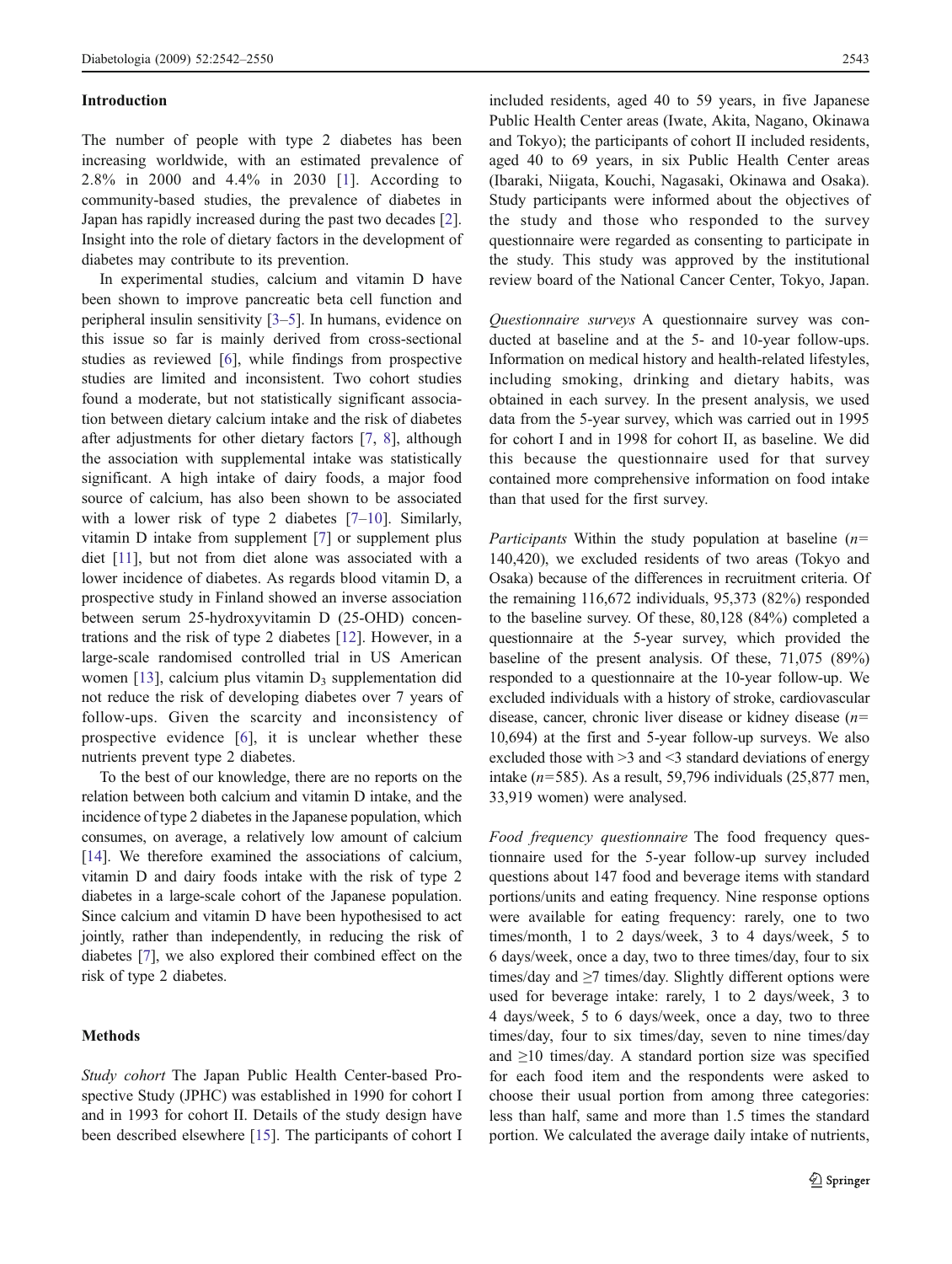## Introduction

The number of people with type 2 diabetes has been increasing worldwide, with an estimated prevalence of 2.8% in 2000 and 4.4% in 2030 [1]. According to community-based studies, the prevalence of diabetes in Japan has rapidly increased during the past two decades [2]. Insight into the role of dietary factors in the development of diabetes may contribute to its prevention.

In experimental studies, calcium and vitamin D have been shown to improve pancreatic beta cell function and peripheral insulin sensitivity [3–5]. In humans, evidence on this issue so far is mainly derived from cross-sectional studies as reviewed [6], while findings from prospective studies are limited and inconsistent. Two cohort studies found a moderate, but not statistically significant association between dietary calcium intake and the risk of diabetes after adjustments for other dietary factors [7, 8], although the association with supplemental intake was statistically significant. A high intake of dairy foods, a major food source of calcium, has also been shown to be associated with a lower risk of type 2 diabetes [7–10]. Similarly, vitamin D intake from supplement [7] or supplement plus diet [11], but not from diet alone was associated with a lower incidence of diabetes. As regards blood vitamin D, a prospective study in Finland showed an inverse association between serum 25-hydroxyvitamin D (25-OHD) concentrations and the risk of type 2 diabetes [12]. However, in a large-scale randomised controlled trial in US American women [13], calcium plus vitamin $D_3$ supplementation did not reduce the risk of developing diabetes over 7 years of follow-ups. Given the scarcity and inconsistency of prospective evidence [6], it is unclear whether these nutrients prevent type 2 diabetes.

To the best of our knowledge, there are no reports on the relation between both calcium and vitamin D intake, and the incidence of type 2 diabetes in the Japanese population, which consumes, on average, a relatively low amount of calcium [14]. We therefore examined the associations of calcium, vitamin D and dairy foods intake with the risk of type 2 diabetes in a large-scale cohort of the Japanese population. Since calcium and vitamin D have been hypothesised to act jointly, rather than independently, in reducing the risk of diabetes [7], we also explored their combined effect on the risk of type 2 diabetes.

## Methods

*Study cohort* The Japan Public Health Center-based Prospective Study (JPHC) was established in 1990 for cohort I and in 1993 for cohort II. Details of the study design have been described elsewhere [15]. The participants of cohort I included residents, aged 40 to 59 years, in five Japanese Public Health Center areas (Iwate, Akita, Nagano, Okinawa and Tokyo); the participants of cohort II included residents, aged 40 to 69 years, in six Public Health Center areas (Ibaraki, Niigata, Kouchi, Nagasaki, Okinawa and Osaka). Study participants were informed about the objectives of the study and those who responded to the survey questionnaire were regarded as consenting to participate in the study. This study was approved by the institutional review board of the National Cancer Center, Tokyo, Japan.

*Questionnaire surveys* A questionnaire survey was conducted at baseline and at the 5- and 10-year follow-ups. Information on medical history and health-related lifestyles, including smoking, drinking and dietary habits, was obtained in each survey. In the present analysis, we used data from the 5-year survey, which was carried out in 1995 for cohort I and in 1998 for cohort II, as baseline. We did this because the questionnaire used for that survey contained more comprehensive information on food intake than that used for the first survey.

*Participants* Within the study population at baseline ($n$= 140,420), we excluded residents of two areas (Tokyo and Osaka) because of the differences in recruitment criteria. Of the remaining 116,672 individuals, 95,373 (82%) responded to the baseline survey. Of these, 80,128 (84%) completed a questionnaire at the 5-year survey, which provided the baseline of the present analysis. Of these, 71,075 (89%) responded to a questionnaire at the 10-year follow-up. We excluded individuals with a history of stroke, cardiovascular disease, cancer, chronic liver disease or kidney disease ($n$= 10,694) at the first and 5-year follow-up surveys. We also excluded those with >3 and <3 standard deviations of energy intake ($n$=585). As a result, 59,796 individuals (25,877 men, 33,919 women) were analysed.

*Food frequency questionnaire* The food frequency questionnaire used for the 5-year follow-up survey included questions about 147 food and beverage items with standard portions/units and eating frequency. Nine response options were available for eating frequency: rarely, one to two times/month, 1 to 2 days/week, 3 to 4 days/week, 5 to 6 days/week, once a day, two to three times/day, four to six times/day and ≥7 times/day. Slightly different options were used for beverage intake: rarely, 1 to 2 days/week, 3 to 4 days/week, 5 to 6 days/week, once a day, two to three times/day, four to six times/day, seven to nine times/day and ≥10 times/day. A standard portion size was specified for each food item and the respondents were asked to choose their usual portion from among three categories: less than half, same and more than 1.5 times the standard portion. We calculated the average daily intake of nutrients,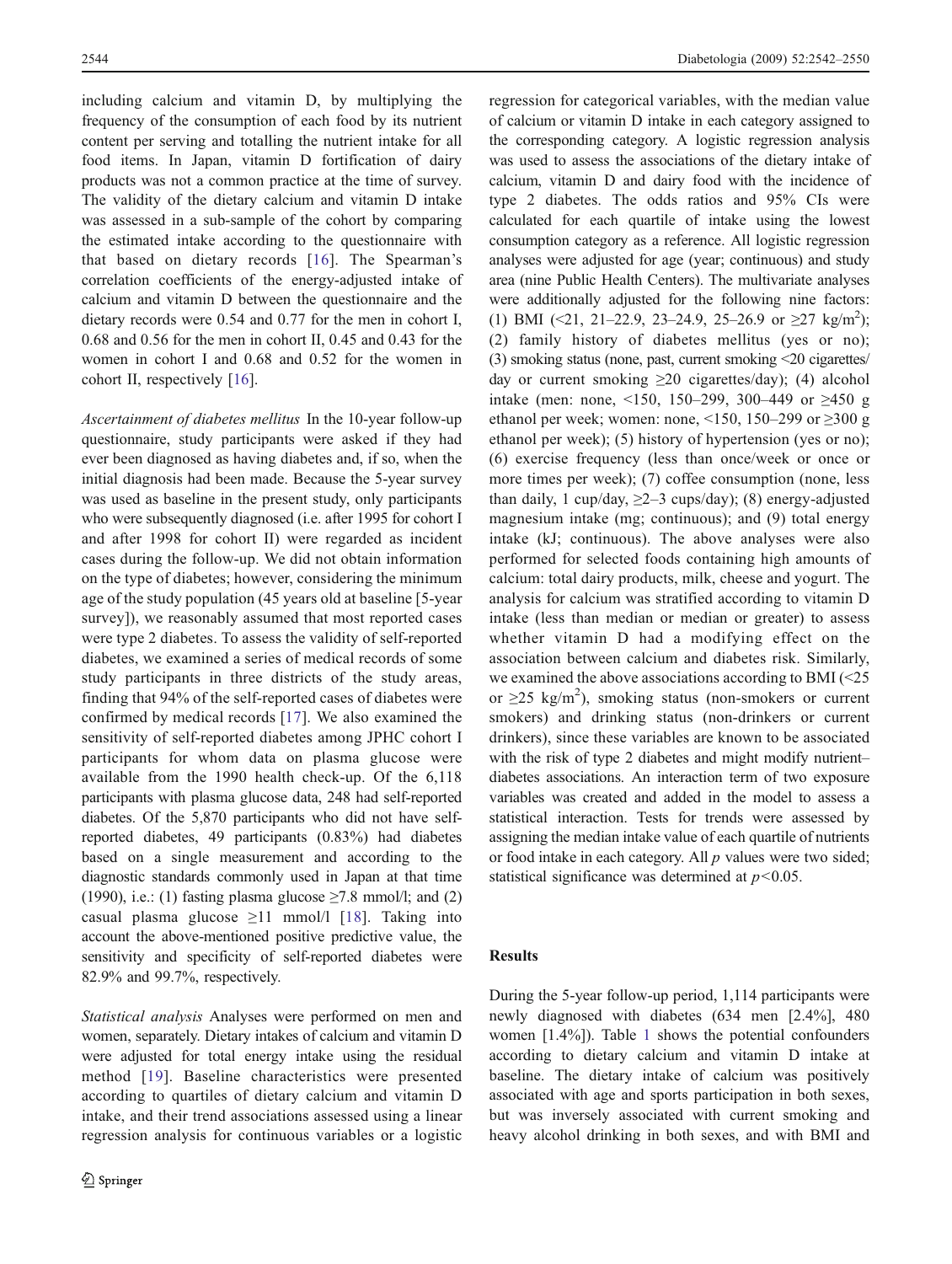including calcium and vitamin D, by multiplying the frequency of the consumption of each food by its nutrient content per serving and totalling the nutrient intake for all food items. In Japan, vitamin D fortification of dairy products was not a common practice at the time of survey. The validity of the dietary calcium and vitamin D intake was assessed in a sub-sample of the cohort by comparing the estimated intake according to the questionnaire with that based on dietary records [16]. The Spearman's correlation coefficients of the energy-adjusted intake of calcium and vitamin D between the questionnaire and the dietary records were 0.54 and 0.77 for the men in cohort I, 0.68 and 0.56 for the men in cohort II, 0.45 and 0.43 for the women in cohort I and 0.68 and 0.52 for the women in cohort II, respectively [16].

*Ascertainment of diabetes mellitus* In the 10-year follow-up questionnaire, study participants were asked if they had ever been diagnosed as having diabetes and, if so, when the initial diagnosis had been made. Because the 5-year survey was used as baseline in the present study, only participants who were subsequently diagnosed (i.e. after 1995 for cohort I and after 1998 for cohort II) were regarded as incident cases during the follow-up. We did not obtain information on the type of diabetes; however, considering the minimum age of the study population (45 years old at baseline [5-year survey]), we reasonably assumed that most reported cases were type 2 diabetes. To assess the validity of self-reported diabetes, we examined a series of medical records of some study participants in three districts of the study areas, finding that 94% of the self-reported cases of diabetes were confirmed by medical records [17]. We also examined the sensitivity of self-reported diabetes among JPHC cohort I participants for whom data on plasma glucose were available from the 1990 health check-up. Of the 6,118 participants with plasma glucose data, 248 had self-reported diabetes. Of the 5,870 participants who did not have self-reported diabetes, 49 participants (0.83%) had diabetes based on a single measurement and according to the diagnostic standards commonly used in Japan at that time (1990), i.e.: (1) fasting plasma glucose ≥7.8 mmol/l; and (2) casual plasma glucose ≥11 mmol/l [18]. Taking into account the above-mentioned positive predictive value, the sensitivity and specificity of self-reported diabetes were 82.9% and 99.7%, respectively.

*Statistical analysis* Analyses were performed on men and women, separately. Dietary intakes of calcium and vitamin D were adjusted for total energy intake using the residual method [19]. Baseline characteristics were presented according to quartiles of dietary calcium and vitamin D intake, and their trend associations assessed using a linear regression analysis for continuous variables or a logistic regression for categorical variables, with the median value of calcium or vitamin D intake in each category assigned to the corresponding category. A logistic regression analysis was used to assess the associations of the dietary intake of calcium, vitamin D and dairy food with the incidence of type 2 diabetes. The odds ratios and 95% CIs were calculated for each quartile of intake using the lowest consumption category as a reference. All logistic regression analyses were adjusted for age (year; continuous) and study area (nine Public Health Centers). The multivariate analyses were additionally adjusted for the following nine factors: (1) BMI (<21, 21–22.9, 23–24.9, 25–26.9 or ≥27 kg/m$^2$); (2) family history of diabetes mellitus (yes or no); (3) smoking status (none, past, current smoking <20 cigarettes/day or current smoking ≥20 cigarettes/day); (4) alcohol intake (men: none, <150, 150–299, 300–449 or ≥450 g ethanol per week; women: none, <150, 150–299 or ≥300 g ethanol per week); (5) history of hypertension (yes or no); (6) exercise frequency (less than once/week or once or more times per week); (7) coffee consumption (none, less than daily, 1 cup/day, ≥2–3 cups/day); (8) energy-adjusted magnesium intake (mg; continuous); and (9) total energy intake (kJ; continuous). The above analyses were also performed for selected foods containing high amounts of calcium: total dairy products, milk, cheese and yogurt. The analysis for calcium was stratified according to vitamin D intake (less than median or median or greater) to assess whether vitamin D had a modifying effect on the association between calcium and diabetes risk. Similarly, we examined the above associations according to BMI (<25 or ≥25 kg/m$^2$), smoking status (non-smokers or current smokers) and drinking status (non-drinkers or current drinkers), since these variables are known to be associated with the risk of type 2 diabetes and might modify nutrient–diabetes associations. An interaction term of two exposure variables was created and added in the model to assess a statistical interaction. Tests for trends were assessed by assigning the median intake value of each quartile of nutrients or food intake in each category. All $p$ values were two sided; statistical significance was determined at $p<0.05$.

## Results

During the 5-year follow-up period, 1,114 participants were newly diagnosed with diabetes (634 men [2.4%], 480 women [1.4%]). Table 1 shows the potential confounders according to dietary calcium and vitamin D intake at baseline. The dietary intake of calcium was positively associated with age and sports participation in both sexes, but was inversely associated with current smoking and heavy alcohol drinking in both sexes, and with BMI and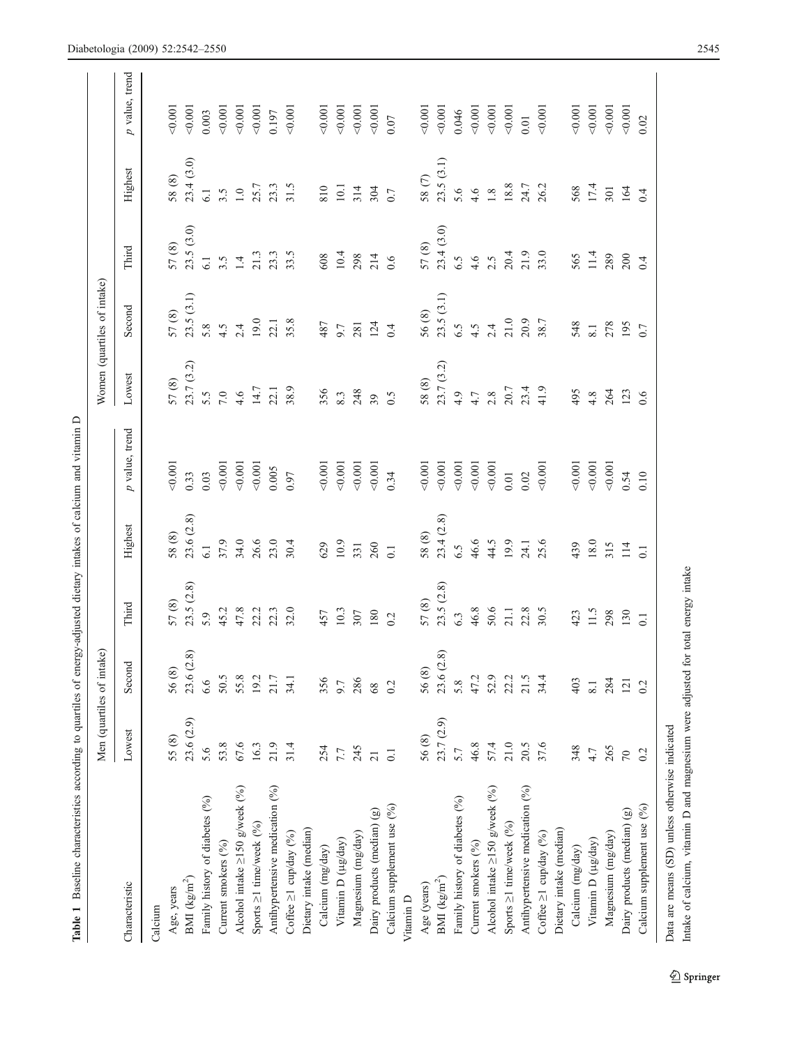**Table 1** Baseline characteristics according to quartiles of energy-adjusted dietary intakes of calcium and vitamin D

| Characteristic | Men (quartiles of intake) | | | | | Women (quartiles of intake) | | | | |
|---|---|---|---|---|---|---|---|---|---|---|
| | Lowest | Second | Third | Highest | p value, trend | Lowest | Second | Third | Highest | p value, trend |
| Calcium | | | | | | | | | | |
| Age, years | 55 (8) | 56 (8) | 57 (8) | 58 (8) | <0.001 | 57 (8) | 57 (8) | 57 (8) | 58 (8) | <0.001 |
| BMI (kg/m$^2$) | 23.6 (2.9) | 23.6 (2.8) | 23.5 (2.8) | 23.6 (2.8) | 0.33 | 23.7 (3.2) | 23.5 (3.1) | 23.5 (3.0) | 23.4 (3.0) | <0.001 |
| Family history of diabetes (%) | 5.6 | 6.6 | 5.9 | 6.1 | 0.03 | 5.5 | 5.8 | 6.1 | 6.1 | 0.003 |
| Current smokers (%) | 53.8 | 50.5 | 45.2 | 37.9 | <0.001 | 7.0 | 4.5 | 3.5 | 3.5 | <0.001 |
| Alcohol intake ≥150 g/week (%) | 67.6 | 55.8 | 47.8 | 34.0 | <0.001 | 4.6 | 2.4 | 1.4 | 1.0 | <0.001 |
| Sports ≥1 time/week (%) | 16.3 | 19.2 | 22.2 | 26.6 | <0.001 | 14.7 | 19.0 | 21.3 | 25.7 | <0.001 |
| Antihypertensive medication (%) | 21.9 | 21.7 | 22.3 | 23.0 | 0.005 | 22.1 | 22.1 | 23.3 | 23.3 | 0.197 |
| Coffee ≥1 cup/day (%) | 31.4 | 34.1 | 32.0 | 30.4 | 0.97 | 38.9 | 35.8 | 33.5 | 31.5 | <0.001 |
| Dietary intake (median) | | | | | | | | | | |
| Calcium (mg/day) | 254 | 356 | 457 | 629 | <0.001 | 356 | 487 | 608 | 810 | <0.001 |
| Vitamin D (μg/day) | 7.7 | 9.7 | 10.3 | 10.9 | <0.001 | 8.3 | 9.7 | 10.4 | 10.1 | <0.001 |
| Magnesium (mg/day) | 245 | 286 | 307 | 331 | <0.001 | 248 | 281 | 298 | 314 | <0.001 |
| Dairy products (median) (g) | 21 | 68 | 180 | 260 | <0.001 | 39 | 124 | 214 | 304 | <0.001 |
| Calcium supplement use (%) | 0.1 | 0.2 | 0.2 | 0.1 | 0.34 | 0.5 | 0.4 | 0.6 | 0.7 | 0.07 |
| Vitamin D | | | | | | | | | | |
| Age (years) | 56 (8) | 56 (8) | 57 (8) | 58 (8) | <0.001 | 58 (8) | 56 (8) | 57 (8) | 58 (7) | <0.001 |
| BMI (kg/m$^2$) | 23.7 (2.9) | 23.6 (2.8) | 23.5 (2.8) | 23.4 (2.8) | <0.001 | 23.7 (3.2) | 23.5 (3.1) | 23.4 (3.0) | 23.5 (3.1) | <0.001 |
| Family history of diabetes (%) | 5.7 | 5.8 | 6.3 | 6.5 | <0.001 | 4.9 | 6.5 | 6.5 | 5.6 | 0.046 |
| Current smokers (%) | 46.8 | 47.2 | 46.8 | 46.6 | <0.001 | 4.7 | 4.5 | 4.6 | 4.6 | <0.001 |
| Alcohol intake ≥150 g/week (%) | 57.4 | 52.9 | 50.6 | 44.5 | <0.001 | 2.8 | 2.4 | 2.5 | 1.8 | <0.001 |
| Sports ≥1 time/week (%) | 21.0 | 22.2 | 21.1 | 19.9 | 0.01 | 20.7 | 21.0 | 20.4 | 18.8 | <0.001 |
| Antihypertensive medication (%) | 20.5 | 21.5 | 22.8 | 24.1 | 0.02 | 23.4 | 20.9 | 21.9 | 24.7 | 0.01 |
| Coffee ≥1 cup/day (%) | 37.6 | 34.4 | 30.5 | 25.6 | <0.001 | 41.9 | 38.7 | 33.0 | 26.2 | <0.001 |
| Dietary intake (median) | | | | | | | | | | |
| Calcium (mg/day) | 348 | 403 | 423 | 439 | <0.001 | 495 | 548 | 565 | 568 | <0.001 |
| Vitamin D (μg/day) | 4.7 | 8.1 | 11.5 | 18.0 | <0.001 | 4.8 | 8.1 | 11.4 | 17.4 | <0.001 |
| Magnesium (mg/day) | 265 | 284 | 298 | 315 | <0.001 | 264 | 278 | 289 | 301 | <0.001 |
| Dairy products (median) (g) | 70 | 121 | 130 | 114 | 0.54 | 123 | 195 | 200 | 164 | <0.001 |
| Calcium supplement use (%) | 0.2 | 0.2 | 0.1 | 0.1 | 0.10 | 0.6 | 0.7 | 0.4 | 0.4 | 0.02 |

Data are means (SD) unless otherwise indicated

Intake of calcium, vitamin D and magnesium were adjusted for total energy intake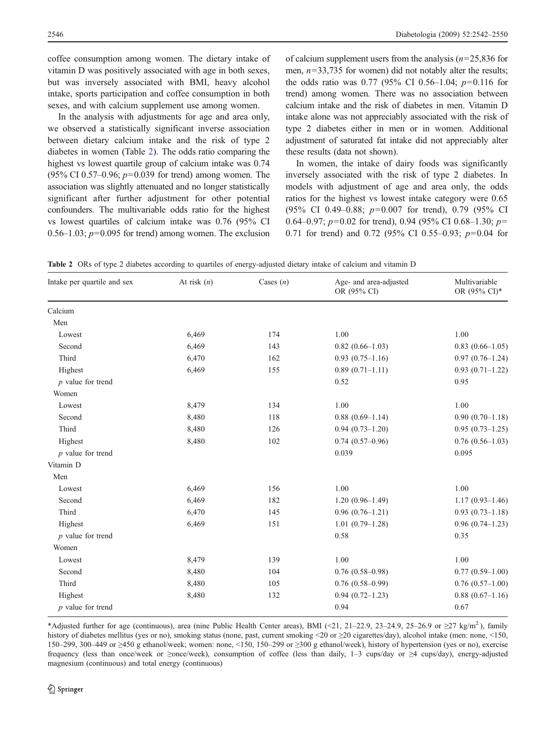coffee consumption among women. The dietary intake of vitamin D was positively associated with age in both sexes, but was inversely associated with BMI, heavy alcohol intake, sports participation and coffee consumption in both sexes, and with calcium supplement use among women.

In the analysis with adjustments for age and area only, we observed a statistically significant inverse association between dietary calcium intake and the risk of type 2 diabetes in women (Table 2). The odds ratio comparing the highest vs lowest quartile group of calcium intake was 0.74 (95% CI 0.57–0.96; $p=0.039$ for trend) among women. The association was slightly attenuated and no longer statistically significant after further adjustment for other potential confounders. The multivariable odds ratio for the highest vs lowest quartiles of calcium intake was 0.76 (95% CI 0.56–1.03; $p=0.095$ for trend) among women. The exclusion of calcium supplement users from the analysis ($n=25,836$ for men, $n=33,735$ for women) did not notably alter the results; the odds ratio was 0.77 (95% CI 0.56–1.04; $p=0.116$ for trend) among women. There was no association between calcium intake and the risk of diabetes in men. Vitamin D intake alone was not appreciably associated with the risk of type 2 diabetes either in men or in women. Additional adjustment of saturated fat intake did not appreciably alter these results (data not shown).

In women, the intake of dairy foods was significantly inversely associated with the risk of type 2 diabetes. In models with adjustment of age and area only, the odds ratios for the highest vs lowest intake category were 0.65 (95% CI 0.49–0.88; $p=0.007$ for trend), 0.79 (95% CI 0.64–0.97; $p=0.02$ for trend), 0.94 (95% CI 0.68–1.30; $p=0.71$ for trend) and 0.72 (95% CI 0.55–0.93; $p=0.04$ for

**Table 2** ORs of type 2 diabetes according to quartiles of energy-adjusted dietary intake of calcium and vitamin D

| Intake per quartile and sex | At risk ($n$) | Cases ($n$) | Age- and area-adjusted OR (95% CI) | Multivariable OR (95% CI)* |
|---|---|---|---|---|
| Calcium | | | | |
| Men | | | | |
| Lowest | 6,469 | 174 | 1.00 | 1.00 |
| Second | 6,469 | 143 | 0.82 (0.66–1.03) | 0.83 (0.66–1.05) |
| Third | 6,470 | 162 | 0.93 (0.75–1.16) | 0.97 (0.76–1.24) |
| Highest | 6,469 | 155 | 0.89 (0.71–1.11) | 0.93 (0.71–1.22) |
| $p$ value for trend | | | 0.52 | 0.95 |
| Women | | | | |
| Lowest | 8,479 | 134 | 1.00 | 1.00 |
| Second | 8,480 | 118 | 0.88 (0.69–1.14) | 0.90 (0.70–1.18) |
| Third | 8,480 | 126 | 0.94 (0.73–1.20) | 0.95 (0.73–1.25) |
| Highest | 8,480 | 102 | 0.74 (0.57–0.96) | 0.76 (0.56–1.03) |
| $p$ value for trend | | | 0.039 | 0.095 |
| Vitamin D | | | | |
| Men | | | | |
| Lowest | 6,469 | 156 | 1.00 | 1.00 |
| Second | 6,469 | 182 | 1.20 (0.96–1.49) | 1.17 (0.93–1.46) |
| Third | 6,470 | 145 | 0.96 (0.76–1.21) | 0.93 (0.73–1.18) |
| Highest | 6,469 | 151 | 1.01 (0.79–1.28) | 0.96 (0.74–1.23) |
| $p$ value for trend | | | 0.58 | 0.35 |
| Women | | | | |
| Lowest | 8,479 | 139 | 1.00 | 1.00 |
| Second | 8,480 | 104 | 0.76 (0.58–0.98) | 0.77 (0.59–1.00) |
| Third | 8,480 | 105 | 0.76 (0.58–0.99) | 0.76 (0.57–1.00) |
| Highest | 8,480 | 132 | 0.94 (0.72–1.23) | 0.88 (0.67–1.16) |
| $p$ value for trend | | | 0.94 | 0.67 |

*Adjusted further for age (continuous), area (nine Public Health Center areas), BMI (<21, 21–22.9, 23–24.9, 25–26.9 or ≥27 kg/m$^2$), family history of diabetes mellitus (yes or no), smoking status (none, past, current smoking <20 or ≥20 cigarettes/day), alcohol intake (men: none, <150, 150–299, 300–449 or ≥450 g ethanol/week; women: none, <150, 150–299 or ≥300 g ethanol/week), history of hypertension (yes or no), exercise frequency (less than once/week or ≥once/week), consumption of coffee (less than daily, 1–3 cups/day or ≥4 cups/day), energy-adjusted magnesium (continuous) and total energy (continuous)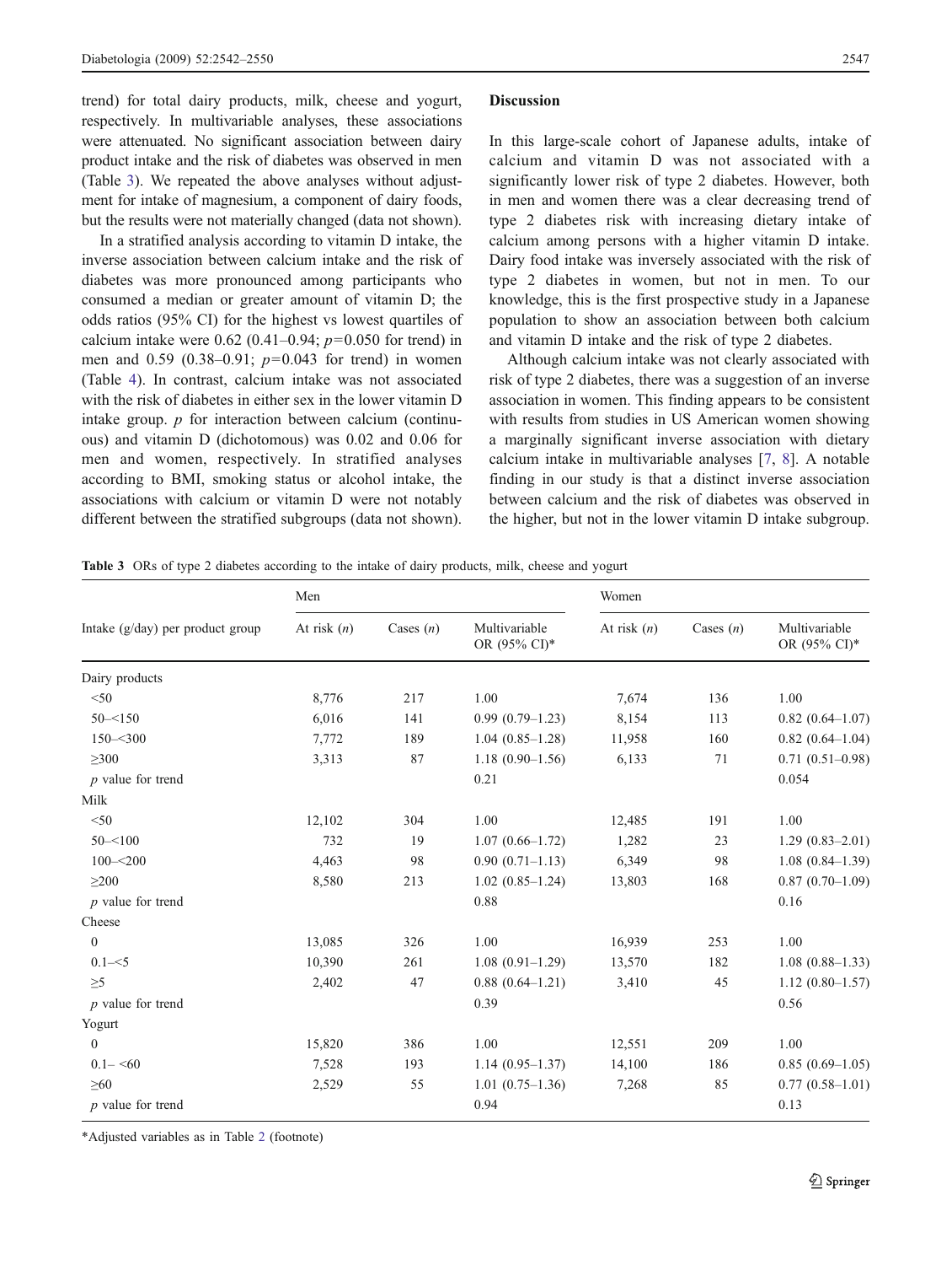trend) for total dairy products, milk, cheese and yogurt, respectively. In multivariable analyses, these associations were attenuated. No significant association between dairy product intake and the risk of diabetes was observed in men (Table 3). We repeated the above analyses without adjustment for intake of magnesium, a component of dairy foods, but the results were not materially changed (data not shown).

In a stratified analysis according to vitamin D intake, the inverse association between calcium intake and the risk of diabetes was more pronounced among participants who consumed a median or greater amount of vitamin D; the odds ratios (95% CI) for the highest vs lowest quartiles of calcium intake were 0.62 (0.41–0.94; $p$=0.050 for trend) in men and 0.59 (0.38–0.91; $p$=0.043 for trend) in women (Table 4). In contrast, calcium intake was not associated with the risk of diabetes in either sex in the lower vitamin D intake group. $p$ for interaction between calcium (continuous) and vitamin D (dichotomous) was 0.02 and 0.06 for men and women, respectively. In stratified analyses according to BMI, smoking status or alcohol intake, the associations with calcium or vitamin D were not notably different between the stratified subgroups (data not shown).

## Discussion

In this large-scale cohort of Japanese adults, intake of calcium and vitamin D was not associated with a significantly lower risk of type 2 diabetes. However, both in men and women there was a clear decreasing trend of type 2 diabetes risk with increasing dietary intake of calcium among persons with a higher vitamin D intake. Dairy food intake was inversely associated with the risk of type 2 diabetes in women, but not in men. To our knowledge, this is the first prospective study in a Japanese population to show an association between both calcium and vitamin D intake and the risk of type 2 diabetes.

Although calcium intake was not clearly associated with risk of type 2 diabetes, there was a suggestion of an inverse association in women. This finding appears to be consistent with results from studies in US American women showing a marginally significant inverse association with dietary calcium intake in multivariable analyses [7, 8]. A notable finding in our study is that a distinct inverse association between calcium and the risk of diabetes was observed in the higher, but not in the lower vitamin D intake subgroup.

**Table 3** ORs of type 2 diabetes according to the intake of dairy products, milk, cheese and yogurt

| | Men | | | Women | | |
|---|---|---|---|---|---|---|
| Intake (g/day) per product group | At risk ($n$) | Cases ($n$) | Multivariable OR (95% CI)* | At risk ($n$) | Cases ($n$) | Multivariable OR (95% CI)* |
| Dairy products | | | | | | |
| <50 | 8,776 | 217 | 1.00 | 7,674 | 136 | 1.00 |
| 50–<150 | 6,016 | 141 | 0.99 (0.79–1.23) | 8,154 | 113 | 0.82 (0.64–1.07) |
| 150–<300 | 7,772 | 189 | 1.04 (0.85–1.28) | 11,958 | 160 | 0.82 (0.64–1.04) |
| ≥300 | 3,313 | 87 | 1.18 (0.90–1.56) | 6,133 | 71 | 0.71 (0.51–0.98) |
| $p$ value for trend | | | 0.21 | | | 0.054 |
| Milk | | | | | | |
| <50 | 12,102 | 304 | 1.00 | 12,485 | 191 | 1.00 |
| 50–<100 | 732 | 19 | 1.07 (0.66–1.72) | 1,282 | 23 | 1.29 (0.83–2.01) |
| 100–<200 | 4,463 | 98 | 0.90 (0.71–1.13) | 6,349 | 98 | 1.08 (0.84–1.39) |
| ≥200 | 8,580 | 213 | 1.02 (0.85–1.24) | 13,803 | 168 | 0.87 (0.70–1.09) |
| $p$ value for trend | | | 0.88 | | | 0.16 |
| Cheese | | | | | | |
| 0 | 13,085 | 326 | 1.00 | 16,939 | 253 | 1.00 |
| 0.1–<5 | 10,390 | 261 | 1.08 (0.91–1.29) | 13,570 | 182 | 1.08 (0.88–1.33) |
| ≥5 | 2,402 | 47 | 0.88 (0.64–1.21) | 3,410 | 45 | 1.12 (0.80–1.57) |
| $p$ value for trend | | | 0.39 | | | 0.56 |
| Yogurt | | | | | | |
| 0 | 15,820 | 386 | 1.00 | 12,551 | 209 | 1.00 |
| 0.1– <60 | 7,528 | 193 | 1.14 (0.95–1.37) | 14,100 | 186 | 0.85 (0.69–1.05) |
| ≥60 | 2,529 | 55 | 1.01 (0.75–1.36) | 7,268 | 85 | 0.77 (0.58–1.01) |
| $p$ value for trend | | | 0.94 | | | 0.13 |

*Adjusted variables as in Table 2 (footnote)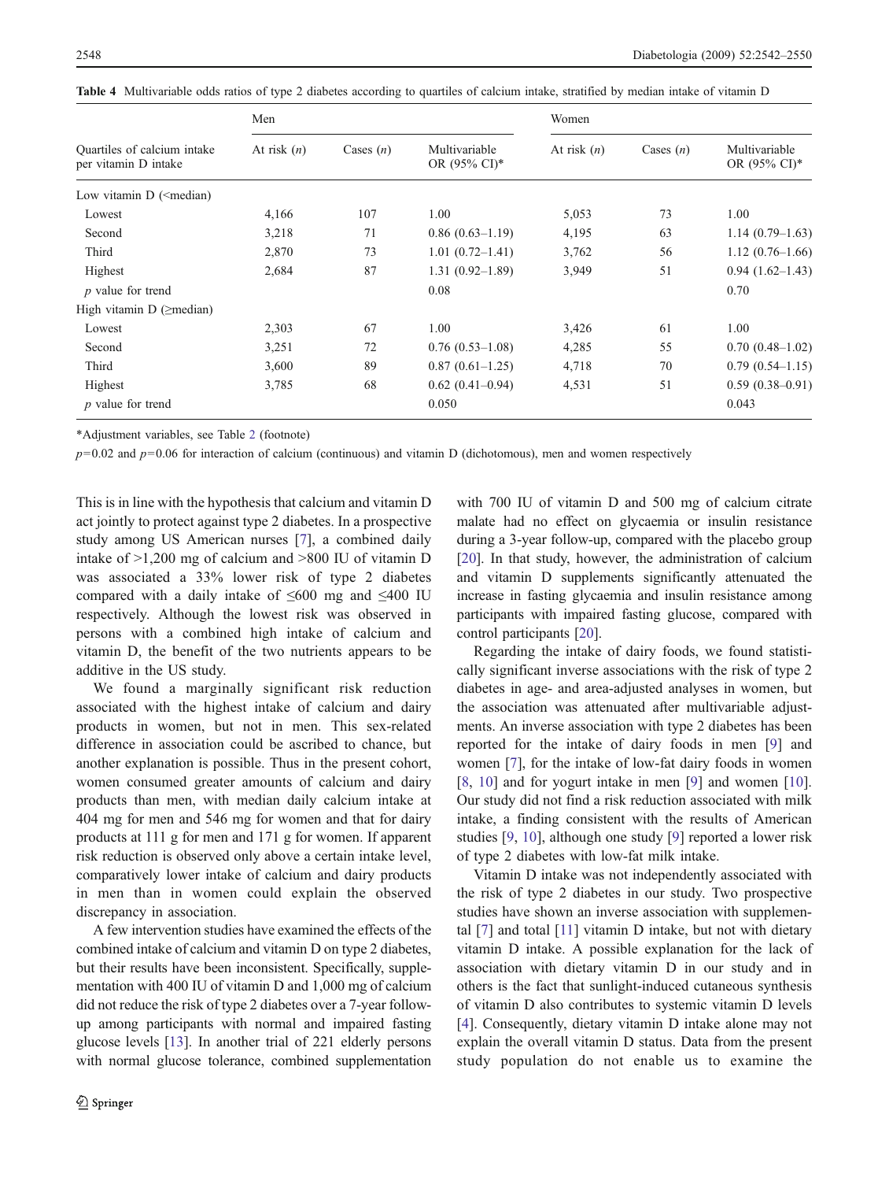**Table 4** Multivariable odds ratios of type 2 diabetes according to quartiles of calcium intake, stratified by median intake of vitamin D

| Quartiles of calcium intake per vitamin D intake | Men | | | Women | | |
|---|---|---|---|---|---|---|
| | At risk (*n*) | Cases (*n*) | Multivariable OR (95% CI)* | At risk (*n*) | Cases (*n*) | Multivariable OR (95% CI)* |
| Low vitamin D (<median) | | | | | | |
| Lowest | 4,166 | 107 | 1.00 | 5,053 | 73 | 1.00 |
| Second | 3,218 | 71 | 0.86 (0.63–1.19) | 4,195 | 63 | 1.14 (0.79–1.63) |
| Third | 2,870 | 73 | 1.01 (0.72–1.41) | 3,762 | 56 | 1.12 (0.76–1.66) |
| Highest | 2,684 | 87 | 1.31 (0.92–1.89) | 3,949 | 51 | 0.94 (1.62–1.43) |
| *p* value for trend | | | 0.08 | | | 0.70 |
| High vitamin D (≥median) | | | | | | |
| Lowest | 2,303 | 67 | 1.00 | 3,426 | 61 | 1.00 |
| Second | 3,251 | 72 | 0.76 (0.53–1.08) | 4,285 | 55 | 0.70 (0.48–1.02) |
| Third | 3,600 | 89 | 0.87 (0.61–1.25) | 4,718 | 70 | 0.79 (0.54–1.15) |
| Highest | 3,785 | 68 | 0.62 (0.41–0.94) | 4,531 | 51 | 0.59 (0.38–0.91) |
| *p* value for trend | | | 0.050 | | | 0.043 |

*Adjustment variables, see Table 2 (footnote)

$p=0.02$ and $p=0.06$ for interaction of calcium (continuous) and vitamin D (dichotomous), men and women respectively

This is in line with the hypothesis that calcium and vitamin D act jointly to protect against type 2 diabetes. In a prospective study among US American nurses [7], a combined daily intake of >1,200 mg of calcium and >800 IU of vitamin D was associated a 33% lower risk of type 2 diabetes compared with a daily intake of ≤600 mg and ≤400 IU respectively. Although the lowest risk was observed in persons with a combined high intake of calcium and vitamin D, the benefit of the two nutrients appears to be additive in the US study.

We found a marginally significant risk reduction associated with the highest intake of calcium and dairy products in women, but not in men. This sex-related difference in association could be ascribed to chance, but another explanation is possible. Thus in the present cohort, women consumed greater amounts of calcium and dairy products than men, with median daily calcium intake at 404 mg for men and 546 mg for women and that for dairy products at 111 g for men and 171 g for women. If apparent risk reduction is observed only above a certain intake level, comparatively lower intake of calcium and dairy products in men than in women could explain the observed discrepancy in association.

A few intervention studies have examined the effects of the combined intake of calcium and vitamin D on type 2 diabetes, but their results have been inconsistent. Specifically, supplementation with 400 IU of vitamin D and 1,000 mg of calcium did not reduce the risk of type 2 diabetes over a 7-year follow-up among participants with normal and impaired fasting glucose levels [13]. In another trial of 221 elderly persons with normal glucose tolerance, combined supplementation with 700 IU of vitamin D and 500 mg of calcium citrate malate had no effect on glycaemia or insulin resistance during a 3-year follow-up, compared with the placebo group [20]. In that study, however, the administration of calcium and vitamin D supplements significantly attenuated the increase in fasting glycaemia and insulin resistance among participants with impaired fasting glucose, compared with control participants [20].

Regarding the intake of dairy foods, we found statistically significant inverse associations with the risk of type 2 diabetes in age- and area-adjusted analyses in women, but the association was attenuated after multivariable adjustments. An inverse association with type 2 diabetes has been reported for the intake of dairy foods in men [9] and women [7], for the intake of low-fat dairy foods in women [8, 10] and for yogurt intake in men [9] and women [10]. Our study did not find a risk reduction associated with milk intake, a finding consistent with the results of American studies [9, 10], although one study [9] reported a lower risk of type 2 diabetes with low-fat milk intake.

Vitamin D intake was not independently associated with the risk of type 2 diabetes in our study. Two prospective studies have shown an inverse association with supplemental [7] and total [11] vitamin D intake, but not with dietary vitamin D intake. A possible explanation for the lack of association with dietary vitamin D in our study and in others is the fact that sunlight-induced cutaneous synthesis of vitamin D also contributes to systemic vitamin D levels [4]. Consequently, dietary vitamin D intake alone may not explain the overall vitamin D status. Data from the present study population do not enable us to examine the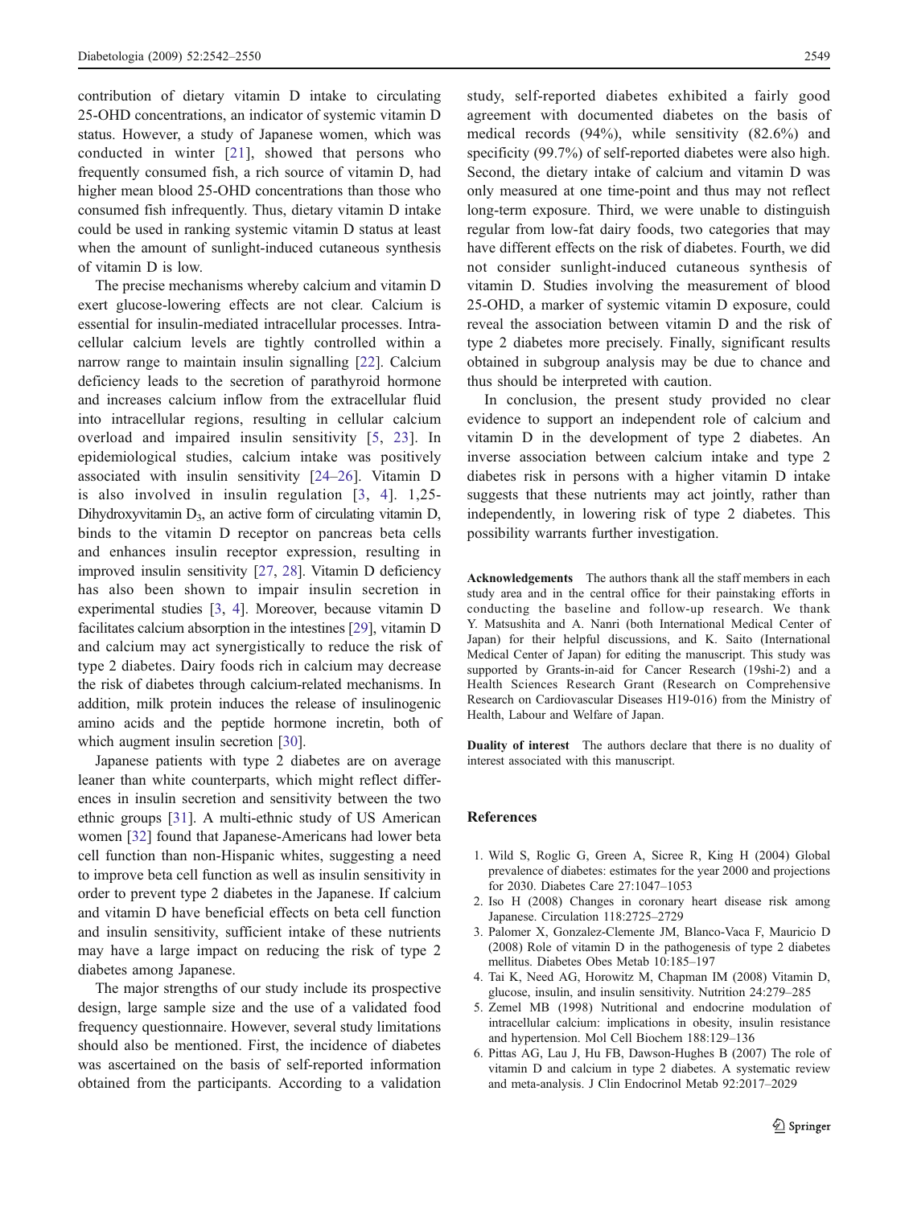contribution of dietary vitamin D intake to circulating 25-OHD concentrations, an indicator of systemic vitamin D status. However, a study of Japanese women, which was conducted in winter [21], showed that persons who frequently consumed fish, a rich source of vitamin D, had higher mean blood 25-OHD concentrations than those who consumed fish infrequently. Thus, dietary vitamin D intake could be used in ranking systemic vitamin D status at least when the amount of sunlight-induced cutaneous synthesis of vitamin D is low.

The precise mechanisms whereby calcium and vitamin D exert glucose-lowering effects are not clear. Calcium is essential for insulin-mediated intracellular processes. Intracellular calcium levels are tightly controlled within a narrow range to maintain insulin signalling [22]. Calcium deficiency leads to the secretion of parathyroid hormone and increases calcium inflow from the extracellular fluid into intracellular regions, resulting in cellular calcium overload and impaired insulin sensitivity [5, 23]. In epidemiological studies, calcium intake was positively associated with insulin sensitivity [24–26]. Vitamin D is also involved in insulin regulation [3, 4]. 1,25-Dihydroxyvitamin $D_3$, an active form of circulating vitamin D, binds to the vitamin D receptor on pancreas beta cells and enhances insulin receptor expression, resulting in improved insulin sensitivity [27, 28]. Vitamin D deficiency has also been shown to impair insulin secretion in experimental studies [3, 4]. Moreover, because vitamin D facilitates calcium absorption in the intestines [29], vitamin D and calcium may act synergistically to reduce the risk of type 2 diabetes. Dairy foods rich in calcium may decrease the risk of diabetes through calcium-related mechanisms. In addition, milk protein induces the release of insulinogenic amino acids and the peptide hormone incretin, both of which augment insulin secretion [30].

Japanese patients with type 2 diabetes are on average leaner than white counterparts, which might reflect differences in insulin secretion and sensitivity between the two ethnic groups [31]. A multi-ethnic study of US American women [32] found that Japanese-Americans had lower beta cell function than non-Hispanic whites, suggesting a need to improve beta cell function as well as insulin sensitivity in order to prevent type 2 diabetes in the Japanese. If calcium and vitamin D have beneficial effects on beta cell function and insulin sensitivity, sufficient intake of these nutrients may have a large impact on reducing the risk of type 2 diabetes among Japanese.

The major strengths of our study include its prospective design, large sample size and the use of a validated food frequency questionnaire. However, several study limitations should also be mentioned. First, the incidence of diabetes was ascertained on the basis of self-reported information obtained from the participants. According to a validation study, self-reported diabetes exhibited a fairly good agreement with documented diabetes on the basis of medical records (94%), while sensitivity (82.6%) and specificity (99.7%) of self-reported diabetes were also high. Second, the dietary intake of calcium and vitamin D was only measured at one time-point and thus may not reflect long-term exposure. Third, we were unable to distinguish regular from low-fat dairy foods, two categories that may have different effects on the risk of diabetes. Fourth, we did not consider sunlight-induced cutaneous synthesis of vitamin D. Studies involving the measurement of blood 25-OHD, a marker of systemic vitamin D exposure, could reveal the association between vitamin D and the risk of type 2 diabetes more precisely. Finally, significant results obtained in subgroup analysis may be due to chance and thus should be interpreted with caution.

In conclusion, the present study provided no clear evidence to support an independent role of calcium and vitamin D in the development of type 2 diabetes. An inverse association between calcium intake and type 2 diabetes risk in persons with a higher vitamin D intake suggests that these nutrients may act jointly, rather than independently, in lowering risk of type 2 diabetes. This possibility warrants further investigation.

**Acknowledgements** The authors thank all the staff members in each study area and in the central office for their painstaking efforts in conducting the baseline and follow-up research. We thank Y. Matsushita and A. Nanri (both International Medical Center of Japan) for their helpful discussions, and K. Saito (International Medical Center of Japan) for editing the manuscript. This study was supported by Grants-in-aid for Cancer Research (19shi-2) and a Health Sciences Research Grant (Research on Comprehensive Research on Cardiovascular Diseases H19-016) from the Ministry of Health, Labour and Welfare of Japan.

**Duality of interest** The authors declare that there is no duality of interest associated with this manuscript.

## References

1. Wild S, Roglic G, Green A, Sicree R, King H (2004) Global prevalence of diabetes: estimates for the year 2000 and projections for 2030. Diabetes Care 27:1047–1053
2. Iso H (2008) Changes in coronary heart disease risk among Japanese. Circulation 118:2725–2729
3. Palomer X, Gonzalez-Clemente JM, Blanco-Vaca F, Mauricio D (2008) Role of vitamin D in the pathogenesis of type 2 diabetes mellitus. Diabetes Obes Metab 10:185–197
4. Tai K, Need AG, Horowitz M, Chapman IM (2008) Vitamin D, glucose, insulin, and insulin sensitivity. Nutrition 24:279–285
5. Zemel MB (1998) Nutritional and endocrine modulation of intracellular calcium: implications in obesity, insulin resistance and hypertension. Mol Cell Biochem 188:129–136
6. Pittas AG, Lau J, Hu FB, Dawson-Hughes B (2007) The role of vitamin D and calcium in type 2 diabetes. A systematic review and meta-analysis. J Clin Endocrinol Metab 92:2017–2029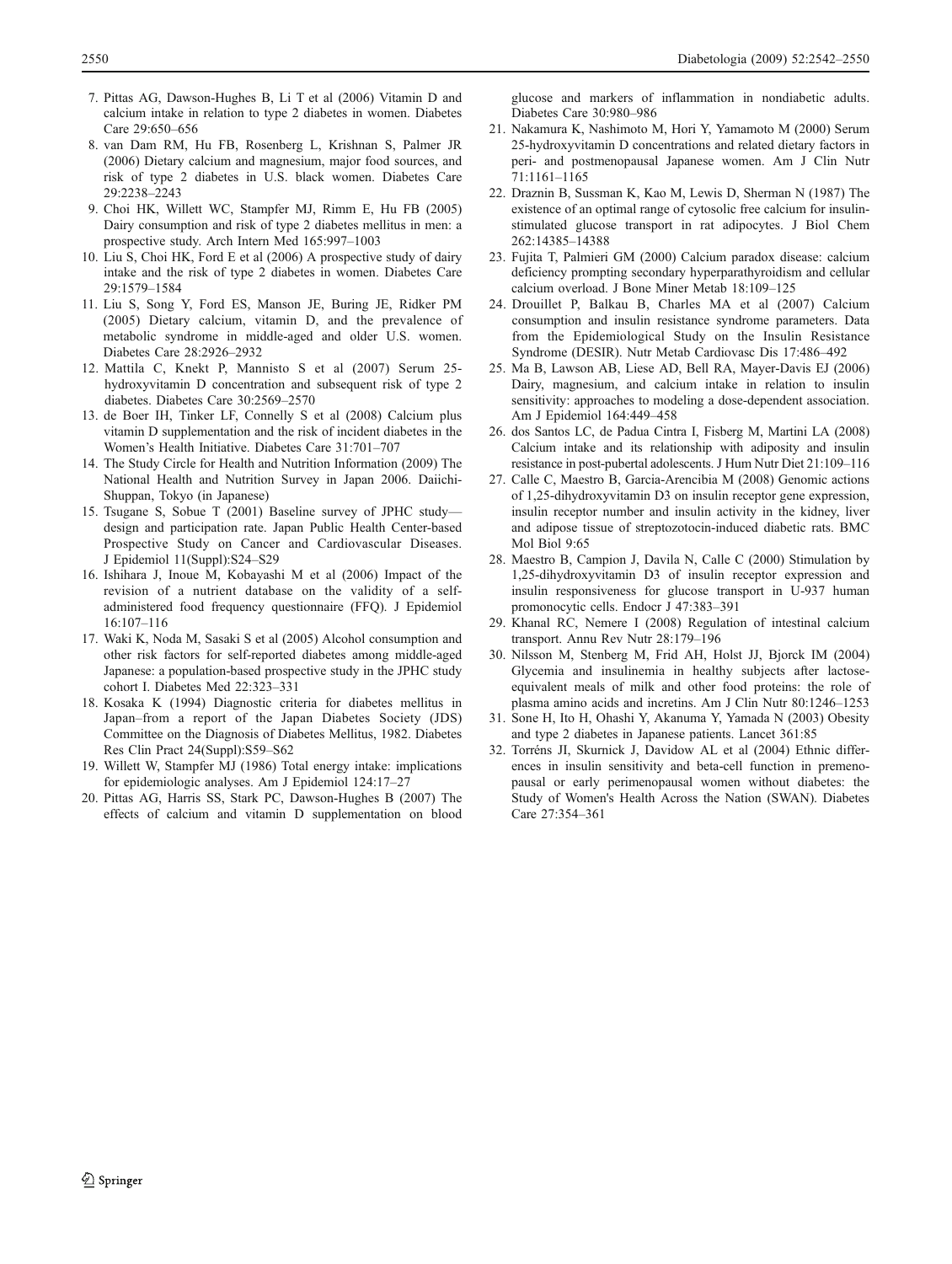7. Pittas AG, Dawson-Hughes B, Li T et al (2006) Vitamin D and calcium intake in relation to type 2 diabetes in women. Diabetes Care 29:650–656
8. van Dam RM, Hu FB, Rosenberg L, Krishnan S, Palmer JR (2006) Dietary calcium and magnesium, major food sources, and risk of type 2 diabetes in U.S. black women. Diabetes Care 29:2238–2243
9. Choi HK, Willett WC, Stampfer MJ, Rimm E, Hu FB (2005) Dairy consumption and risk of type 2 diabetes mellitus in men: a prospective study. Arch Intern Med 165:997–1003
10. Liu S, Choi HK, Ford E et al (2006) A prospective study of dairy intake and the risk of type 2 diabetes in women. Diabetes Care 29:1579–1584
11. Liu S, Song Y, Ford ES, Manson JE, Buring JE, Ridker PM (2005) Dietary calcium, vitamin D, and the prevalence of metabolic syndrome in middle-aged and older U.S. women. Diabetes Care 28:2926–2932
12. Mattila C, Knekt P, Mannisto S et al (2007) Serum 25-hydroxyvitamin D concentration and subsequent risk of type 2 diabetes. Diabetes Care 30:2569–2570
13. de Boer IH, Tinker LF, Connelly S et al (2008) Calcium plus vitamin D supplementation and the risk of incident diabetes in the Women's Health Initiative. Diabetes Care 31:701–707
14. The Study Circle for Health and Nutrition Information (2009) The National Health and Nutrition Survey in Japan 2006. Daiichi-Shuppan, Tokyo (in Japanese)
15. Tsugane S, Sobue T (2001) Baseline survey of JPHC study—design and participation rate. Japan Public Health Center-based Prospective Study on Cancer and Cardiovascular Diseases. J Epidemiol 11(Suppl):S24–S29
16. Ishihara J, Inoue M, Kobayashi M et al (2006) Impact of the revision of a nutrient database on the validity of a self-administered food frequency questionnaire (FFQ). J Epidemiol 16:107–116
17. Waki K, Noda M, Sasaki S et al (2005) Alcohol consumption and other risk factors for self-reported diabetes among middle-aged Japanese: a population-based prospective study in the JPHC study cohort I. Diabetes Med 22:323–331
18. Kosaka K (1994) Diagnostic criteria for diabetes mellitus in Japan–from a report of the Japan Diabetes Society (JDS) Committee on the Diagnosis of Diabetes Mellitus, 1982. Diabetes Res Clin Pract 24(Suppl):S59–S62
19. Willett W, Stampfer MJ (1986) Total energy intake: implications for epidemiologic analyses. Am J Epidemiol 124:17–27
20. Pittas AG, Harris SS, Stark PC, Dawson-Hughes B (2007) The effects of calcium and vitamin D supplementation on blood glucose and markers of inflammation in nondiabetic adults. Diabetes Care 30:980–986
21. Nakamura K, Nashimoto M, Hori Y, Yamamoto M (2000) Serum 25-hydroxyvitamin D concentrations and related dietary factors in peri- and postmenopausal Japanese women. Am J Clin Nutr 71:1161–1165
22. Draznin B, Sussman K, Kao M, Lewis D, Sherman N (1987) The existence of an optimal range of cytosolic free calcium for insulin-stimulated glucose transport in rat adipocytes. J Biol Chem 262:14385–14388
23. Fujita T, Palmieri GM (2000) Calcium paradox disease: calcium deficiency prompting secondary hyperparathyroidism and cellular calcium overload. J Bone Miner Metab 18:109–125
24. Drouillet P, Balkau B, Charles MA et al (2007) Calcium consumption and insulin resistance syndrome parameters. Data from the Epidemiological Study on the Insulin Resistance Syndrome (DESIR). Nutr Metab Cardiovasc Dis 17:486–492
25. Ma B, Lawson AB, Liese AD, Bell RA, Mayer-Davis EJ (2006) Dairy, magnesium, and calcium intake in relation to insulin sensitivity: approaches to modeling a dose-dependent association. Am J Epidemiol 164:449–458
26. dos Santos LC, de Padua Cintra I, Fisberg M, Martini LA (2008) Calcium intake and its relationship with adiposity and insulin resistance in post-pubertal adolescents. J Hum Nutr Diet 21:109–116
27. Calle C, Maestro B, Garcia-Arencibia M (2008) Genomic actions of 1,25-dihydroxyvitamin D3 on insulin receptor gene expression, insulin receptor number and insulin activity in the kidney, liver and adipose tissue of streptozotocin-induced diabetic rats. BMC Mol Biol 9:65
28. Maestro B, Campion J, Davila N, Calle C (2000) Stimulation by 1,25-dihydroxyvitamin D3 of insulin receptor expression and insulin responsiveness for glucose transport in U-937 human promonocytic cells. Endocr J 47:383–391
29. Khanal RC, Nemere I (2008) Regulation of intestinal calcium transport. Annu Rev Nutr 28:179–196
30. Nilsson M, Stenberg M, Frid AH, Holst JJ, Bjorck IM (2004) Glycemia and insulinemia in healthy subjects after lactose-equivalent meals of milk and other food proteins: the role of plasma amino acids and incretins. Am J Clin Nutr 80:1246–1253
31. Sone H, Ito H, Ohashi Y, Akanuma Y, Yamada N (2003) Obesity and type 2 diabetes in Japanese patients. Lancet 361:85
32. Torréns JI, Skurnick J, Davidow AL et al (2004) Ethnic differences in insulin sensitivity and beta-cell function in premenopausal or early perimenopausal women without diabetes: the Study of Women's Health Across the Nation (SWAN). Diabetes Care 27:354–361